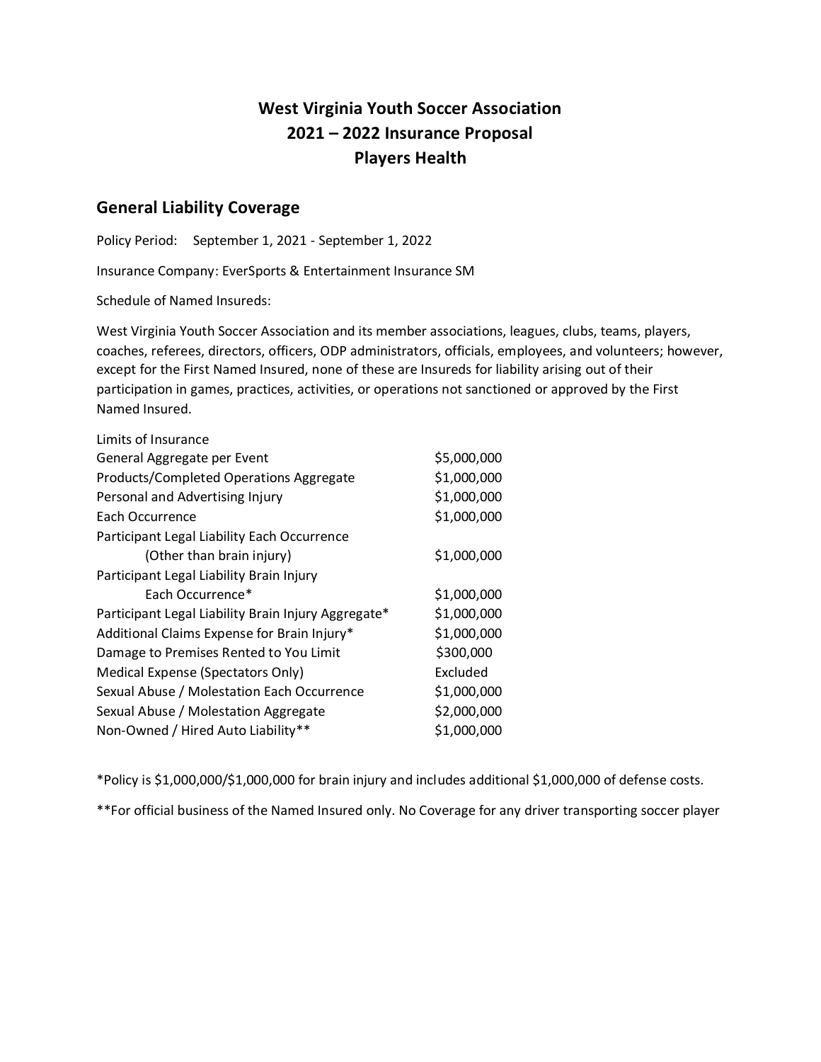# West Virginia Youth Soccer Association
# 2021 – 2022 Insurance Proposal
# Players Health

## General Liability Coverage

Policy Period: September 1, 2021 - September 1, 2022

Insurance Company: EverSports & Entertainment Insurance SM

Schedule of Named Insureds:

West Virginia Youth Soccer Association and its member associations, leagues, clubs, teams, players, coaches, referees, directors, officers, ODP administrators, officials, employees, and volunteers; however, except for the First Named Insured, none of these are Insureds for liability arising out of their participation in games, practices, activities, or operations not sanctioned or approved by the First Named Insured.

| Limits of Insurance | |
|---|---|
| General Aggregate per Event | $5,000,000 |
| Products/Completed Operations Aggregate | $1,000,000 |
| Personal and Advertising Injury | $1,000,000 |
| Each Occurrence | $1,000,000 |
| Participant Legal Liability Each Occurrence (Other than brain injury) | $1,000,000 |
| Participant Legal Liability Brain Injury Each Occurrence* | $1,000,000 |
| Participant Legal Liability Brain Injury Aggregate* | $1,000,000 |
| Additional Claims Expense for Brain Injury* | $1,000,000 |
| Damage to Premises Rented to You Limit | $300,000 |
| Medical Expense (Spectators Only) | Excluded |
| Sexual Abuse / Molestation Each Occurrence | $1,000,000 |
| Sexual Abuse / Molestation Aggregate | $2,000,000 |
| Non-Owned / Hired Auto Liability** | $1,000,000 |

*Policy is $1,000,000/$1,000,000 for brain injury and includes additional $1,000,000 of defense costs.

**For official business of the Named Insured only. No Coverage for any driver transporting soccer player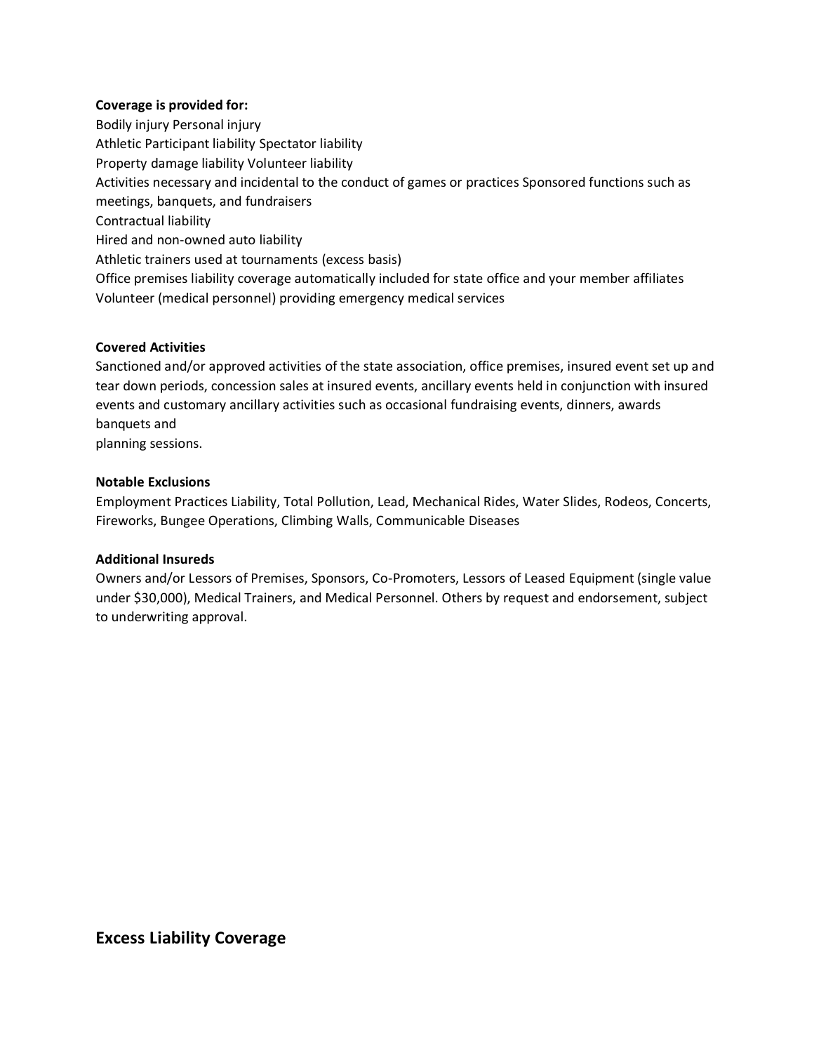**Coverage is provided for:**

Bodily injury Personal injury
Athletic Participant liability Spectator liability
Property damage liability Volunteer liability
Activities necessary and incidental to the conduct of games or practices Sponsored functions such as meetings, banquets, and fundraisers
Contractual liability
Hired and non-owned auto liability
Athletic trainers used at tournaments (excess basis)
Office premises liability coverage automatically included for state office and your member affiliates
Volunteer (medical personnel) providing emergency medical services

**Covered Activities**

Sanctioned and/or approved activities of the state association, office premises, insured event set up and tear down periods, concession sales at insured events, ancillary events held in conjunction with insured events and customary ancillary activities such as occasional fundraising events, dinners, awards banquets and
planning sessions.

**Notable Exclusions**

Employment Practices Liability, Total Pollution, Lead, Mechanical Rides, Water Slides, Rodeos, Concerts, Fireworks, Bungee Operations, Climbing Walls, Communicable Diseases

**Additional Insureds**

Owners and/or Lessors of Premises, Sponsors, Co-Promoters, Lessors of Leased Equipment (single value under $30,000), Medical Trainers, and Medical Personnel. Others by request and endorsement, subject to underwriting approval.

## Excess Liability Coverage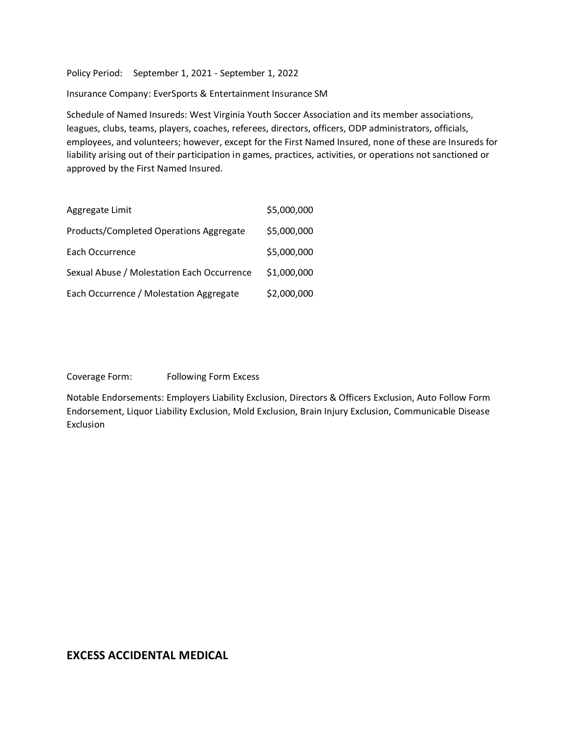Policy Period: September 1, 2021 - September 1, 2022

Insurance Company: EverSports & Entertainment Insurance SM

Schedule of Named Insureds: West Virginia Youth Soccer Association and its member associations, leagues, clubs, teams, players, coaches, referees, directors, officers, ODP administrators, officials, employees, and volunteers; however, except for the First Named Insured, none of these are Insureds for liability arising out of their participation in games, practices, activities, or operations not sanctioned or approved by the First Named Insured.

| | |
|---|---|
| Aggregate Limit | $5,000,000 |
| Products/Completed Operations Aggregate | $5,000,000 |
| Each Occurrence | $5,000,000 |
| Sexual Abuse / Molestation Each Occurrence | $1,000,000 |
| Each Occurrence / Molestation Aggregate | $2,000,000 |

Coverage Form: Following Form Excess

Notable Endorsements: Employers Liability Exclusion, Directors & Officers Exclusion, Auto Follow Form Endorsement, Liquor Liability Exclusion, Mold Exclusion, Brain Injury Exclusion, Communicable Disease Exclusion

## EXCESS ACCIDENTAL MEDICAL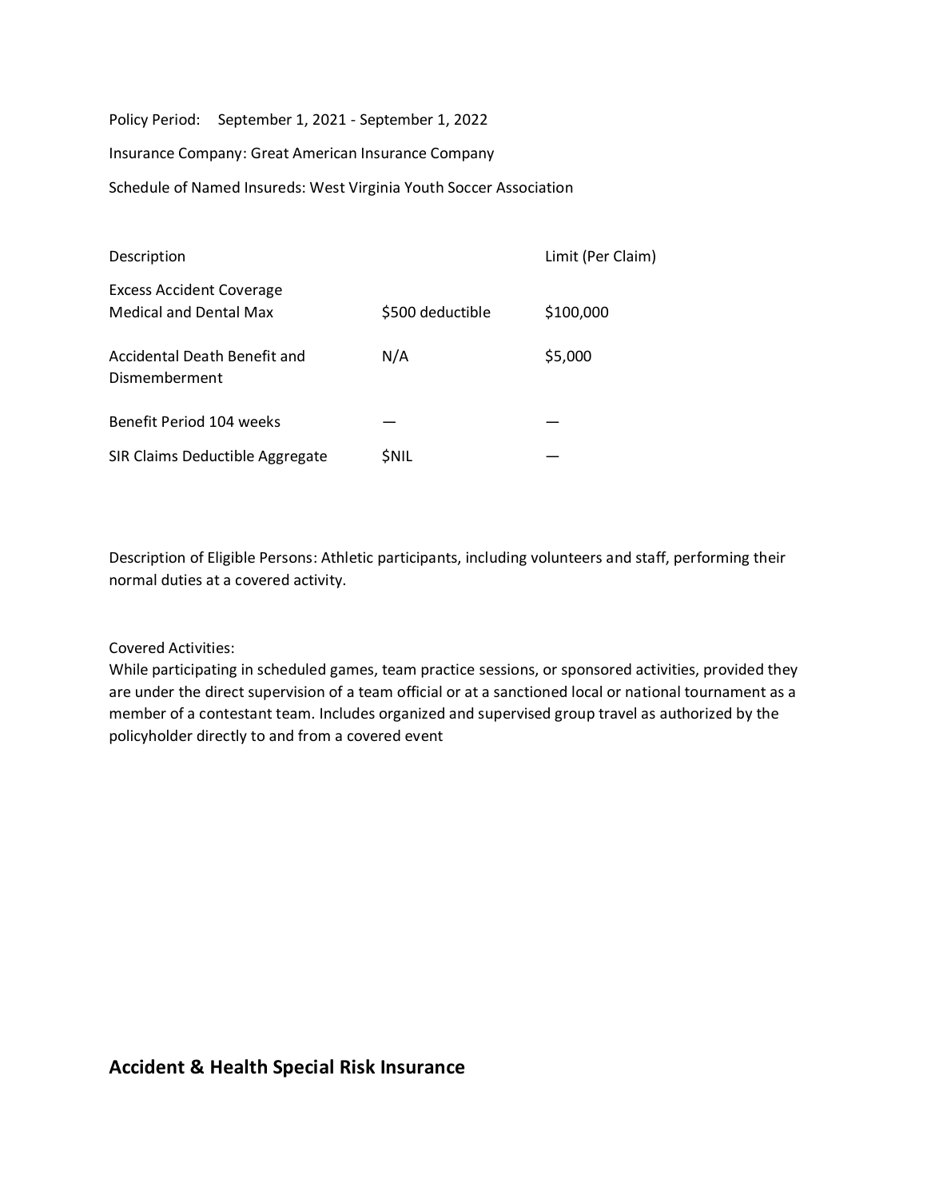Policy Period: September 1, 2021 - September 1, 2022

Insurance Company: Great American Insurance Company

Schedule of Named Insureds: West Virginia Youth Soccer Association

| Description | | Limit (Per Claim) |
|---|---|---|
| Excess Accident Coverage Medical and Dental Max | $500 deductible | $100,000 |
| Accidental Death Benefit and Dismemberment | N/A | $5,000 |
| Benefit Period 104 weeks | — | — |
| SIR Claims Deductible Aggregate | $NIL | — |

Description of Eligible Persons: Athletic participants, including volunteers and staff, performing their normal duties at a covered activity.

Covered Activities:
While participating in scheduled games, team practice sessions, or sponsored activities, provided they are under the direct supervision of a team official or at a sanctioned local or national tournament as a member of a contestant team. Includes organized and supervised group travel as authorized by the policyholder directly to and from a covered event

## Accident & Health Special Risk Insurance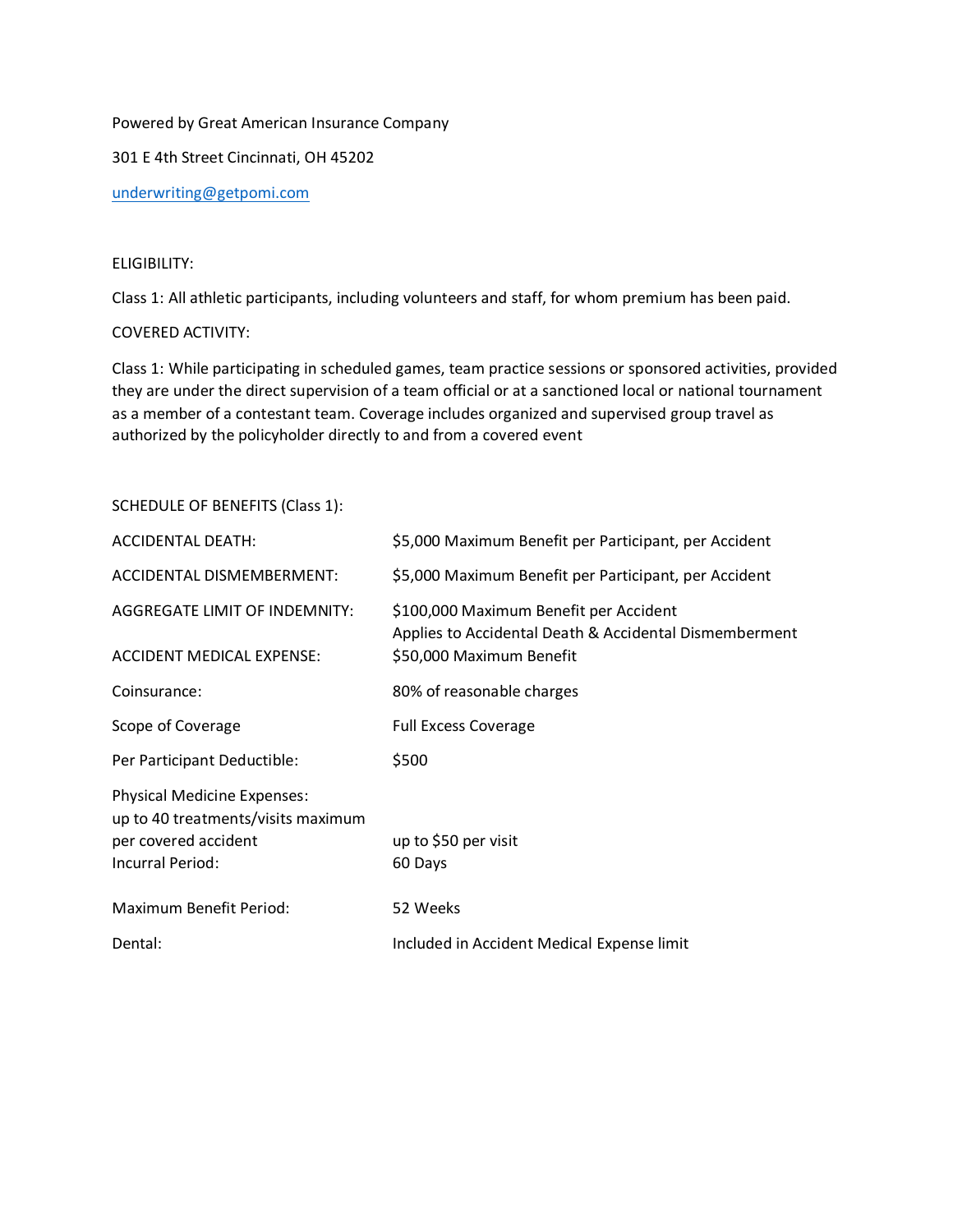Powered by Great American Insurance Company

301 E 4th Street Cincinnati, OH 45202

underwriting@getpomi.com

ELIGIBILITY:

Class 1: All athletic participants, including volunteers and staff, for whom premium has been paid.

COVERED ACTIVITY:

Class 1: While participating in scheduled games, team practice sessions or sponsored activities, provided they are under the direct supervision of a team official or at a sanctioned local or national tournament as a member of a contestant team. Coverage includes organized and supervised group travel as authorized by the policyholder directly to and from a covered event

SCHEDULE OF BENEFITS (Class 1):

| | |
|---|---|
| ACCIDENTAL DEATH: | $5,000 Maximum Benefit per Participant, per Accident |
| ACCIDENTAL DISMEMBERMENT: | $5,000 Maximum Benefit per Participant, per Accident |
| AGGREGATE LIMIT OF INDEMNITY: | $100,000 Maximum Benefit per Accident<br>Applies to Accidental Death & Accidental Dismemberment |
| ACCIDENT MEDICAL EXPENSE: | $50,000 Maximum Benefit |
| Coinsurance: | 80% of reasonable charges |
| Scope of Coverage | Full Excess Coverage |
| Per Participant Deductible: | $500 |
| Physical Medicine Expenses:<br>up to 40 treatments/visits maximum per covered accident | up to $50 per visit |
| Incurral Period: | 60 Days |
| Maximum Benefit Period: | 52 Weeks |
| Dental: | Included in Accident Medical Expense limit |